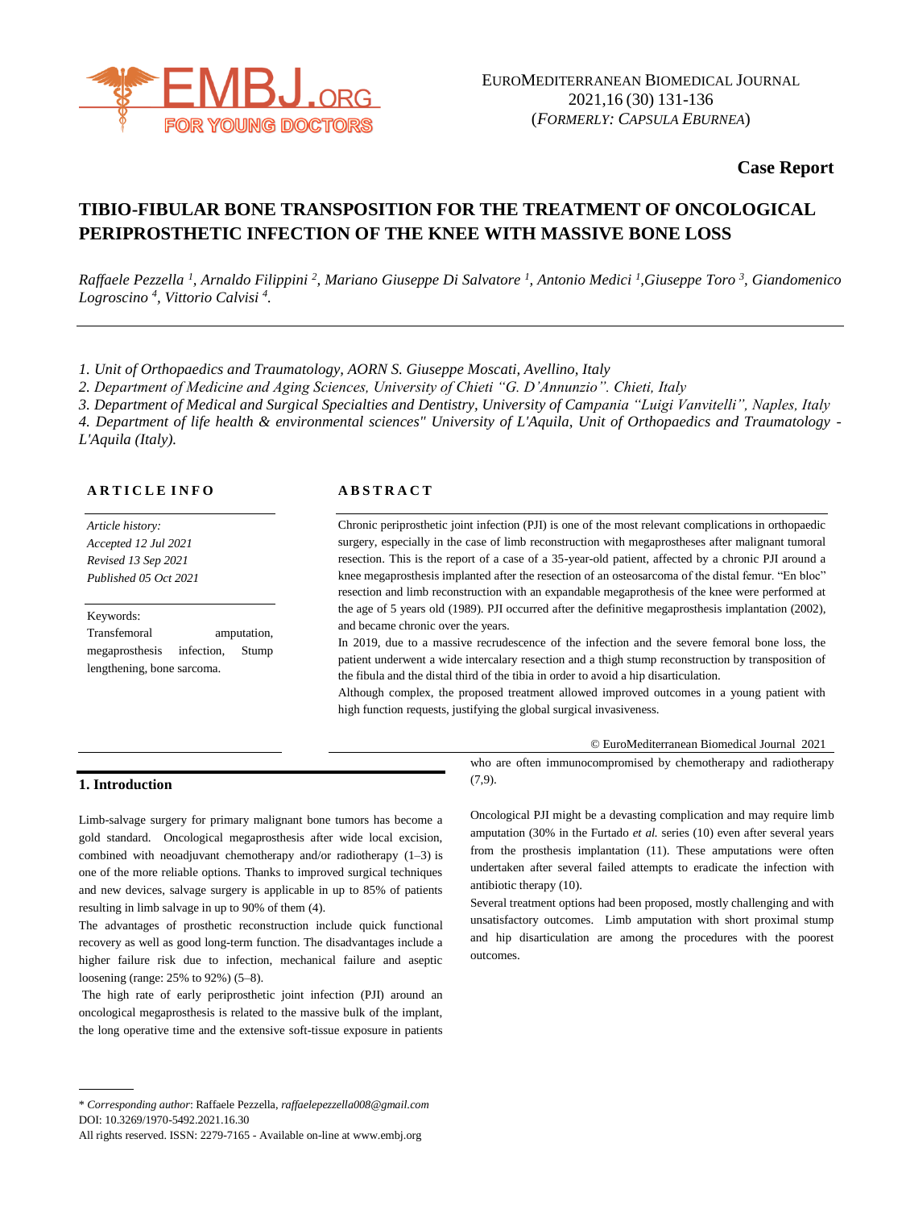**Case Report**

# TIBIO-FIBULAR BONE TRANSPOSITION FOR THE TREATMENT OF ONCOLOGICAL PERIPROSTHETIC INFECTION OF THE KNEE WITH MASSIVE BONE LOSS

*Raffaele Pezzella [1], Arnaldo Filippini [2], Mariano Giuseppe Di Salvatore [1], Antonio Medici [1], Giuseppe Toro [3], Giandomenico Logroscino [4], Vittorio Calvisi [4].*

*1. Unit of Orthopaedics and Traumatology, AORN S. Giuseppe Moscati, Avellino, Italy*
*2. Department of Medicine and Aging Sciences, University of Chieti "G. D'Annunzio". Chieti, Italy*
*3. Department of Medical and Surgical Specialties and Dentistry, University of Campania "Luigi Vanvitelli", Naples, Italy*
*4. Department of life health & environmental sciences" University of L'Aquila, Unit of Orthopaedics and Traumatology - L'Aquila (Italy).*

**ARTICLE INFO**

*Article history:*
*Accepted 12 Jul 2021*
*Revised 13 Sep 2021*
*Published 05 Oct 2021*

Keywords:
Transfemoral amputation, megaprosthesis infection, Stump lengthening, bone sarcoma.

**ABSTRACT**

Chronic periprosthetic joint infection (PJI) is one of the most relevant complications in orthopaedic surgery, especially in the case of limb reconstruction with megaprostheses after malignant tumoral resection. This is the report of a case of a 35-year-old patient, affected by a chronic PJI around a knee megaprosthesis implanted after the resection of an osteosarcoma of the distal femur. "En bloc" resection and limb reconstruction with an expandable megaprosthesis of the knee were performed at the age of 5 years old (1989). PJI occurred after the definitive megaprosthesis implantation (2002), and became chronic over the years.

In 2019, due to a massive recrudescence of the infection and the severe femoral bone loss, the patient underwent a wide intercalary resection and a thigh stump reconstruction by transposition of the fibula and the distal third of the tibia in order to avoid a hip disarticulation.

Although complex, the proposed treatment allowed improved outcomes in a young patient with high function requests, justifying the global surgical invasiveness.

© EuroMediterranean Biomedical Journal 2021

## 1. Introduction

Limb-salvage surgery for primary malignant bone tumors has become a gold standard. Oncological megaprosthesis after wide local excision, combined with neoadjuvant chemotherapy and/or radiotherapy (1–3) is one of the more reliable options. Thanks to improved surgical techniques and new devices, salvage surgery is applicable in up to 85% of patients resulting in limb salvage in up to 90% of them (4).

The advantages of prosthetic reconstruction include quick functional recovery as well as good long-term function. The disadvantages include a higher failure risk due to infection, mechanical failure and aseptic loosening (range: 25% to 92%) (5–8).

The high rate of early periprosthetic joint infection (PJI) around an oncological megaprosthesis is related to the massive bulk of the implant, the long operative time and the extensive soft-tissue exposure in patients who are often immunocompromised by chemotherapy and radiotherapy (7,9).

Oncological PJI might be a devasting complication and may require limb amputation (30% in the Furtado *et al.* series (10) even after several years from the prosthesis implantation (11). These amputations were often undertaken after several failed attempts to eradicate the infection with antibiotic therapy (10).

Several treatment options had been proposed, mostly challenging and with unsatisfactory outcomes. Limb amputation with short proximal stump and hip disarticulation are among the procedures with the poorest outcomes.

\* *Corresponding author*: Raffaele Pezzella, *raffaelepezzella008@gmail.com*
DOI: 10.3269/1970-5492.2021.16.30
All rights reserved. ISSN: 2279-7165 - Available on-line at www.embj.org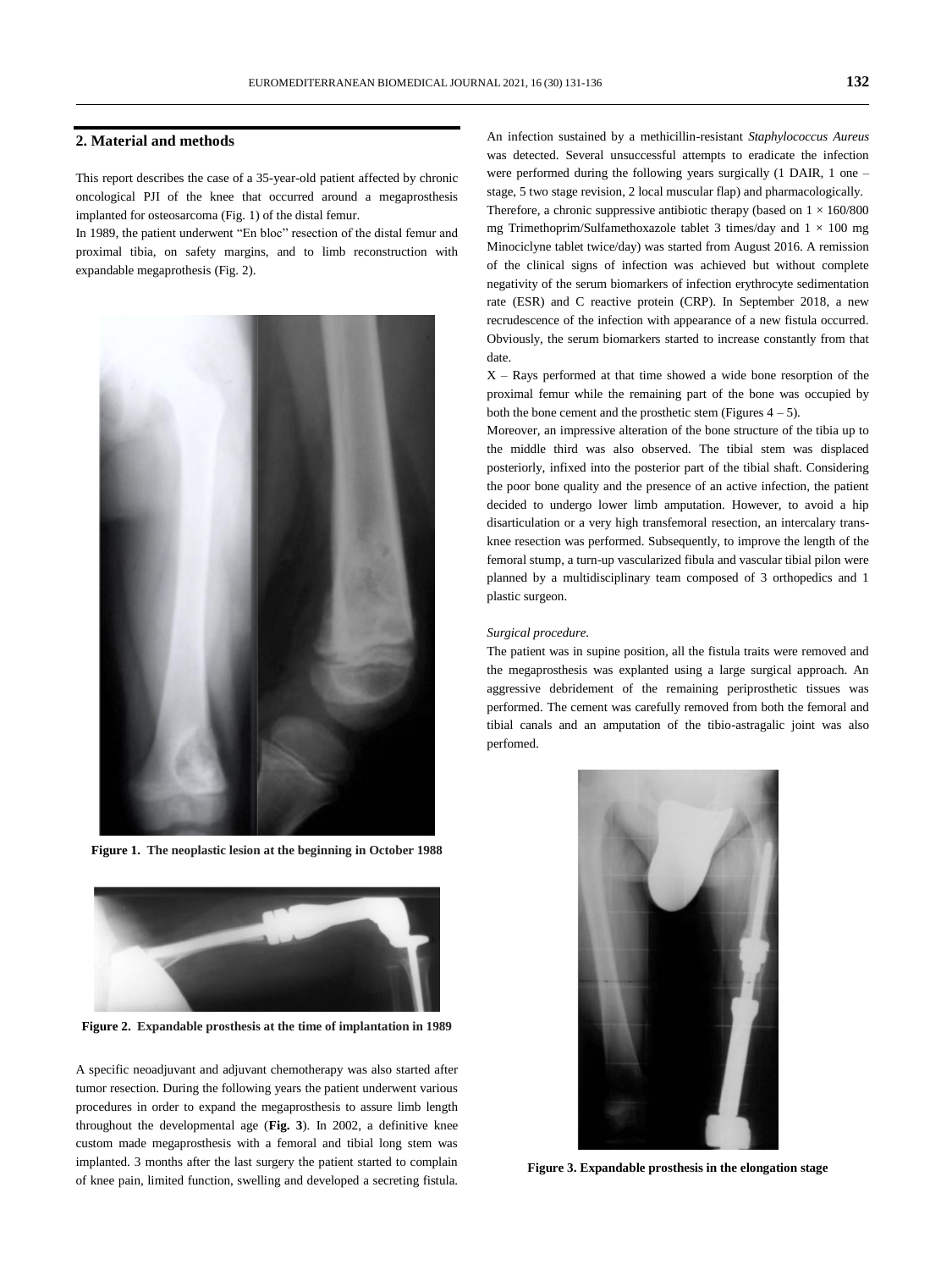## 2. Material and methods

This report describes the case of a 35-year-old patient affected by chronic oncological PJI of the knee that occurred around a megaprosthesis implanted for osteosarcoma (Fig. 1) of the distal femur.

In 1989, the patient underwent "En bloc" resection of the distal femur and proximal tibia, on safety margins, and to limb reconstruction with expandable megaprothesis (Fig. 2).

**Figure 1. The neoplastic lesion at the beginning in October 1988**

**Figure 2. Expandable prosthesis at the time of implantation in 1989**

A specific neoadjuvant and adjuvant chemotherapy was also started after tumor resection. During the following years the patient underwent various procedures in order to expand the megaprosthesis to assure limb length throughout the developmental age (**Fig. 3**). In 2002, a definitive knee custom made megaprosthesis with a femoral and tibial long stem was implanted. 3 months after the last surgery the patient started to complain of knee pain, limited function, swelling and developed a secreting fistula. An infection sustained by a methicillin-resistant *Staphylococcus Aureus* was detected. Several unsuccessful attempts to eradicate the infection were performed during the following years surgically (1 DAIR, 1 one – stage, 5 two stage revision, 2 local muscular flap) and pharmacologically.

Therefore, a chronic suppressive antibiotic therapy (based on 1 × 160/800 mg Trimethoprim/Sulfamethoxazole tablet 3 times/day and 1 × 100 mg Minociclyne tablet twice/day) was started from August 2016. A remission of the clinical signs of infection was achieved but without complete negativity of the serum biomarkers of infection erythrocyte sedimentation rate (ESR) and C reactive protein (CRP). In September 2018, a new recrudescence of the infection with appearance of a new fistula occurred. Obviously, the serum biomarkers started to increase constantly from that date.

X – Rays performed at that time showed a wide bone resorption of the proximal femur while the remaining part of the bone was occupied by both the bone cement and the prosthetic stem (Figures 4 – 5).

Moreover, an impressive alteration of the bone structure of the tibia up to the middle third was also observed. The tibial stem was displaced posteriorly, infixed into the posterior part of the tibial shaft. Considering the poor bone quality and the presence of an active infection, the patient decided to undergo lower limb amputation. However, to avoid a hip disarticulation or a very high transfemoral resection, an intercalary trans-knee resection was performed. Subsequently, to improve the length of the femoral stump, a turn-up vascularized fibula and vascular tibial pilon were planned by a multidisciplinary team composed of 3 orthopedics and 1 plastic surgeon.

*Surgical procedure.*

The patient was in supine position, all the fistula traits were removed and the megaprosthesis was explanted using a large surgical approach. An aggressive debridement of the remaining periprosthetic tissues was performed. The cement was carefully removed from both the femoral and tibial canals and an amputation of the tibio-astragalic joint was also perfomed.

**Figure 3. Expandable prosthesis in the elongation stage**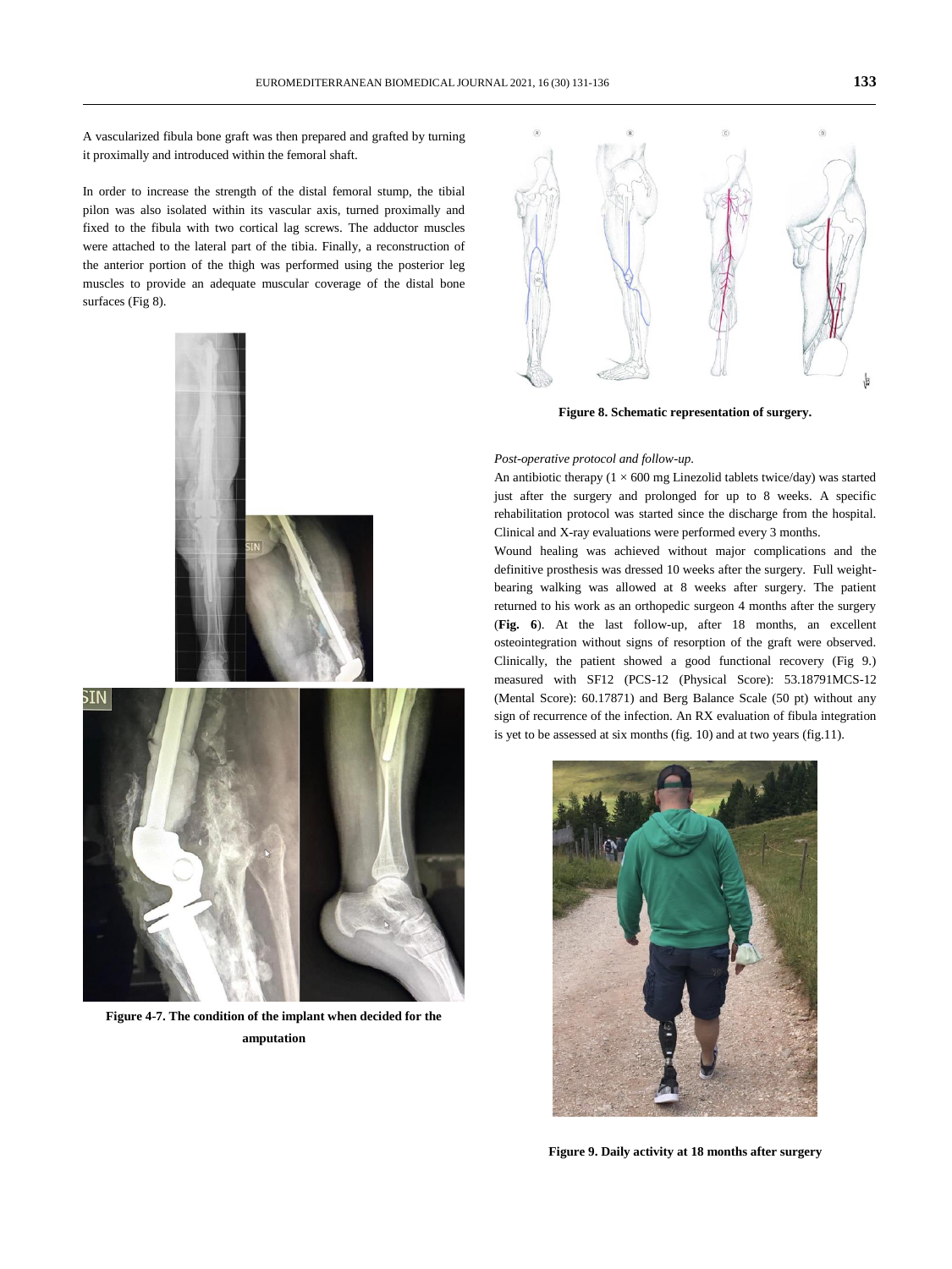A vascularized fibula bone graft was then prepared and grafted by turning it proximally and introduced within the femoral shaft.

In order to increase the strength of the distal femoral stump, the tibial pilon was also isolated within its vascular axis, turned proximally and fixed to the fibula with two cortical lag screws. The adductor muscles were attached to the lateral part of the tibia. Finally, a reconstruction of the anterior portion of the thigh was performed using the posterior leg muscles to provide an adequate muscular coverage of the distal bone surfaces (Fig 8).

**Figure 4-7. The condition of the implant when decided for the amputation**

**Figure 8. Schematic representation of surgery.**

*Post-operative protocol and follow-up.*

An antibiotic therapy (1 × 600 mg Linezolid tablets twice/day) was started just after the surgery and prolonged for up to 8 weeks. A specific rehabilitation protocol was started since the discharge from the hospital. Clinical and X-ray evaluations were performed every 3 months.

Wound healing was achieved without major complications and the definitive prosthesis was dressed 10 weeks after the surgery. Full weight-bearing walking was allowed at 8 weeks after surgery. The patient returned to his work as an orthopedic surgeon 4 months after the surgery (**Fig. 6**). At the last follow-up, after 18 months, an excellent osteointegration without signs of resorption of the graft were observed. Clinically, the patient showed a good functional recovery (Fig 9.) measured with SF12 (PCS-12 (Physical Score): 53.18791MCS-12 (Mental Score): 60.17871) and Berg Balance Scale (50 pt) without any sign of recurrence of the infection. An RX evaluation of fibula integration is yet to be assessed at six months (fig. 10) and at two years (fig.11).

**Figure 9. Daily activity at 18 months after surgery**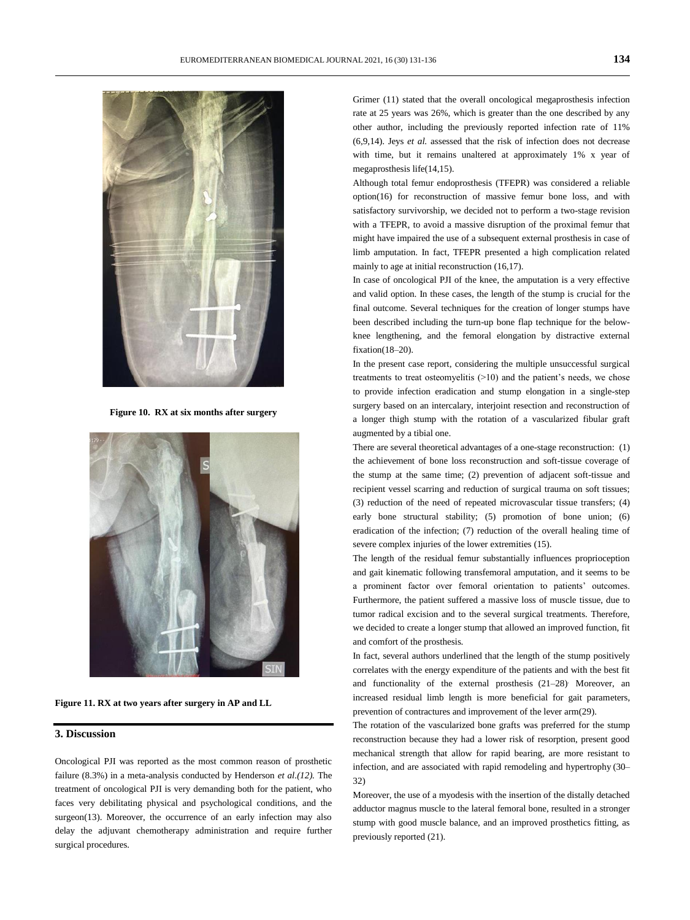Figure 10. RX at six months after surgery

Figure 11. RX at two years after surgery in AP and LL

## 3. Discussion

Oncological PJI was reported as the most common reason of prosthetic failure (8.3%) in a meta-analysis conducted by Henderson *et al.(12).* The treatment of oncological PJI is very demanding both for the patient, who faces very debilitating physical and psychological conditions, and the surgeon(13). Moreover, the occurrence of an early infection may also delay the adjuvant chemotherapy administration and require further surgical procedures.

Grimer (11) stated that the overall oncological megaprosthesis infection rate at 25 years was 26%, which is greater than the one described by any other author, including the previously reported infection rate of 11% (6,9,14). Jeys *et al.* assessed that the risk of infection does not decrease with time, but it remains unaltered at approximately 1% x year of megaprosthesis life(14,15).

Although total femur endoprosthesis (TFEPR) was considered a reliable option(16) for reconstruction of massive femur bone loss, and with satisfactory survivorship, we decided not to perform a two-stage revision with a TFEPR, to avoid a massive disruption of the proximal femur that might have impaired the use of a subsequent external prosthesis in case of limb amputation. In fact, TFEPR presented a high complication related mainly to age at initial reconstruction (16,17).

In case of oncological PJI of the knee, the amputation is a very effective and valid option. In these cases, the length of the stump is crucial for the final outcome. Several techniques for the creation of longer stumps have been described including the turn-up bone flap technique for the below-knee lengthening, and the femoral elongation by distractive external fixation(18–20).

In the present case report, considering the multiple unsuccessful surgical treatments to treat osteomyelitis (>10) and the patient's needs, we chose to provide infection eradication and stump elongation in a single-step surgery based on an intercalary, interjoint resection and reconstruction of a longer thigh stump with the rotation of a vascularized fibular graft augmented by a tibial one.

There are several theoretical advantages of a one-stage reconstruction: (1) the achievement of bone loss reconstruction and soft-tissue coverage of the stump at the same time; (2) prevention of adjacent soft-tissue and recipient vessel scarring and reduction of surgical trauma on soft tissues; (3) reduction of the need of repeated microvascular tissue transfers; (4) early bone structural stability; (5) promotion of bone union; (6) eradication of the infection; (7) reduction of the overall healing time of severe complex injuries of the lower extremities (15).

The length of the residual femur substantially influences proprioception and gait kinematic following transfemoral amputation, and it seems to be a prominent factor over femoral orientation to patients' outcomes. Furthermore, the patient suffered a massive loss of muscle tissue, due to tumor radical excision and to the several surgical treatments. Therefore, we decided to create a longer stump that allowed an improved function, fit and comfort of the prosthesis.

In fact, several authors underlined that the length of the stump positively correlates with the energy expenditure of the patients and with the best fit and functionality of the external prosthesis (21–28). Moreover, an increased residual limb length is more beneficial for gait parameters, prevention of contractures and improvement of the lever arm(29).

The rotation of the vascularized bone grafts was preferred for the stump reconstruction because they had a lower risk of resorption, present good mechanical strength that allow for rapid bearing, are more resistant to infection, and are associated with rapid remodeling and hypertrophy (30–32)

Moreover, the use of a myodesis with the insertion of the distally detached adductor magnus muscle to the lateral femoral bone, resulted in a stronger stump with good muscle balance, and an improved prosthetics fitting, as previously reported (21).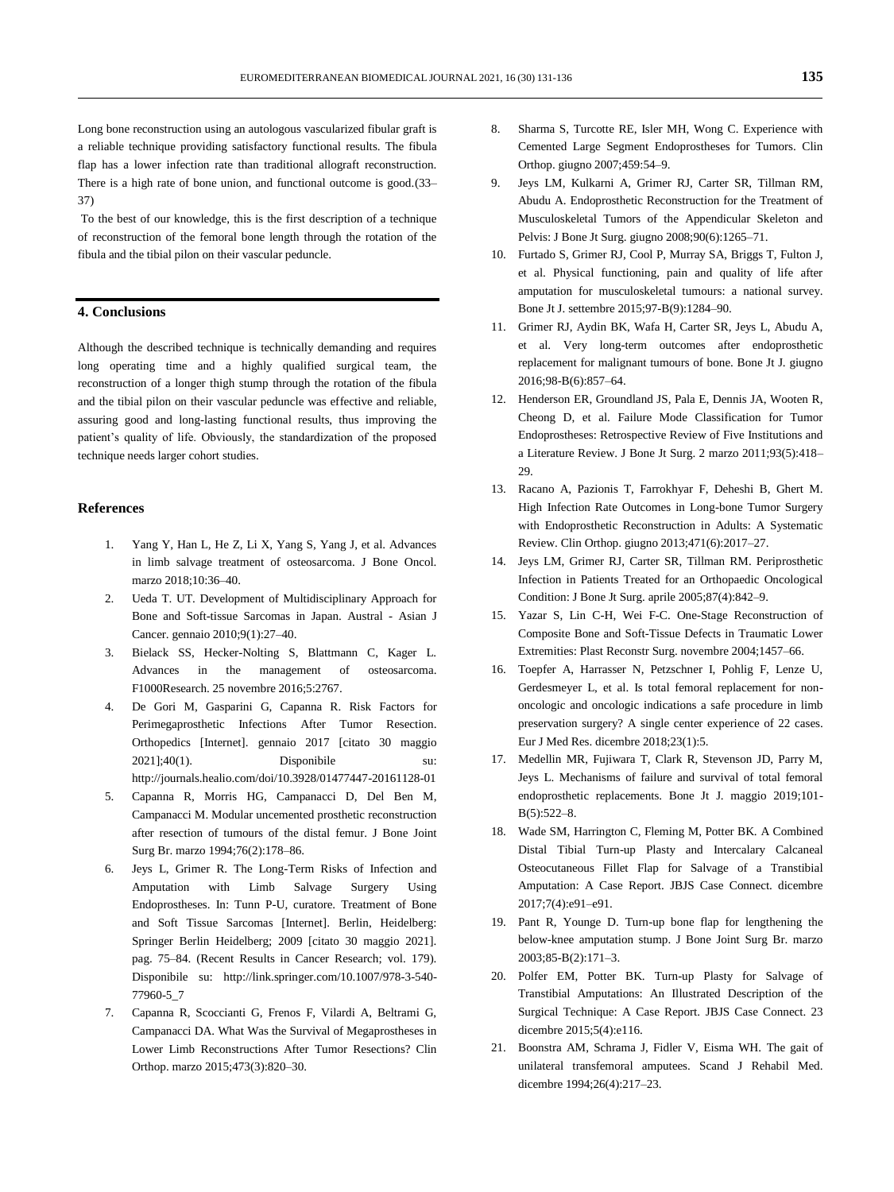Long bone reconstruction using an autologous vascularized fibular graft is a reliable technique providing satisfactory functional results. The fibula flap has a lower infection rate than traditional allograft reconstruction. There is a high rate of bone union, and functional outcome is good.(33–37)

To the best of our knowledge, this is the first description of a technique of reconstruction of the femoral bone length through the rotation of the fibula and the tibial pilon on their vascular peduncle.

## 4. Conclusions

Although the described technique is technically demanding and requires long operating time and a highly qualified surgical team, the reconstruction of a longer thigh stump through the rotation of the fibula and the tibial pilon on their vascular peduncle was effective and reliable, assuring good and long-lasting functional results, thus improving the patient's quality of life. Obviously, the standardization of the proposed technique needs larger cohort studies.

## References

1. Yang Y, Han L, He Z, Li X, Yang S, Yang J, et al. Advances in limb salvage treatment of osteosarcoma. J Bone Oncol. marzo 2018;10:36–40.
2. Ueda T. UT. Development of Multidisciplinary Approach for Bone and Soft-tissue Sarcomas in Japan. Austral - Asian J Cancer. gennaio 2010;9(1):27–40.
3. Bielack SS, Hecker-Nolting S, Blattmann C, Kager L. Advances in the management of osteosarcoma. F1000Research. 25 novembre 2016;5:2767.
4. De Gori M, Gasparini G, Capanna R. Risk Factors for Perimegaprosthetic Infections After Tumor Resection. Orthopedics [Internet]. gennaio 2017 [citato 30 maggio 2021];40(1). Disponibile su: http://journals.healio.com/doi/10.3928/01477447-20161128-01
5. Capanna R, Morris HG, Campanacci D, Del Ben M, Campanacci M. Modular uncemented prosthetic reconstruction after resection of tumours of the distal femur. J Bone Joint Surg Br. marzo 1994;76(2):178–86.
6. Jeys L, Grimer R. The Long-Term Risks of Infection and Amputation with Limb Salvage Surgery Using Endoprostheses. In: Tunn P-U, curatore. Treatment of Bone and Soft Tissue Sarcomas [Internet]. Berlin, Heidelberg: Springer Berlin Heidelberg; 2009 [citato 30 maggio 2021]. pag. 75–84. (Recent Results in Cancer Research; vol. 179). Disponibile su: http://link.springer.com/10.1007/978-3-540-77960-5_7
7. Capanna R, Scoccianti G, Frenos F, Vilardi A, Beltrami G, Campanacci DA. What Was the Survival of Megaprostheses in Lower Limb Reconstructions After Tumor Resections? Clin Orthop. marzo 2015;473(3):820–30.
8. Sharma S, Turcotte RE, Isler MH, Wong C. Experience with Cemented Large Segment Endoprostheses for Tumors. Clin Orthop. giugno 2007;459:54–9.
9. Jeys LM, Kulkarni A, Grimer RJ, Carter SR, Tillman RM, Abudu A. Endoprosthetic Reconstruction for the Treatment of Musculoskeletal Tumors of the Appendicular Skeleton and Pelvis: J Bone Jt Surg. giugno 2008;90(6):1265–71.
10. Furtado S, Grimer RJ, Cool P, Murray SA, Briggs T, Fulton J, et al. Physical functioning, pain and quality of life after amputation for musculoskeletal tumours: a national survey. Bone Jt J. settembre 2015;97-B(9):1284–90.
11. Grimer RJ, Aydin BK, Wafa H, Carter SR, Jeys L, Abudu A, et al. Very long-term outcomes after endoprosthetic replacement for malignant tumours of bone. Bone Jt J. giugno 2016;98-B(6):857–64.
12. Henderson ER, Groundland JS, Pala E, Dennis JA, Wooten R, Cheong D, et al. Failure Mode Classification for Tumor Endoprostheses: Retrospective Review of Five Institutions and a Literature Review. J Bone Jt Surg. 2 marzo 2011;93(5):418–29.
13. Racano A, Pazionis T, Farrokhyar F, Deheshi B, Ghert M. High Infection Rate Outcomes in Long-bone Tumor Surgery with Endoprosthetic Reconstruction in Adults: A Systematic Review. Clin Orthop. giugno 2013;471(6):2017–27.
14. Jeys LM, Grimer RJ, Carter SR, Tillman RM. Periprosthetic Infection in Patients Treated for an Orthopaedic Oncological Condition: J Bone Jt Surg. aprile 2005;87(4):842–9.
15. Yazar S, Lin C-H, Wei F-C. One-Stage Reconstruction of Composite Bone and Soft-Tissue Defects in Traumatic Lower Extremities: Plast Reconstr Surg. novembre 2004;1457–66.
16. Toepfer A, Harrasser N, Petzschner I, Pohlig F, Lenze U, Gerdesmeyer L, et al. Is total femoral replacement for non-oncologic and oncologic indications a safe procedure in limb preservation surgery? A single center experience of 22 cases. Eur J Med Res. dicembre 2018;23(1):5.
17. Medellin MR, Fujiwara T, Clark R, Stevenson JD, Parry M, Jeys L. Mechanisms of failure and survival of total femoral endoprosthetic replacements. Bone Jt J. maggio 2019;101-B(5):522–8.
18. Wade SM, Harrington C, Fleming M, Potter BK. A Combined Distal Tibial Turn-up Plasty and Intercalary Calcaneal Osteocutaneous Fillet Flap for Salvage of a Transtibial Amputation: A Case Report. JBJS Case Connect. dicembre 2017;7(4):e91–e91.
19. Pant R, Younge D. Turn-up bone flap for lengthening the below-knee amputation stump. J Bone Joint Surg Br. marzo 2003;85-B(2):171–3.
20. Polfer EM, Potter BK. Turn-up Plasty for Salvage of Transtibial Amputations: An Illustrated Description of the Surgical Technique: A Case Report. JBJS Case Connect. 23 dicembre 2015;5(4):e116.
21. Boonstra AM, Schrama J, Fidler V, Eisma WH. The gait of unilateral transfemoral amputees. Scand J Rehabil Med. dicembre 1994;26(4):217–23.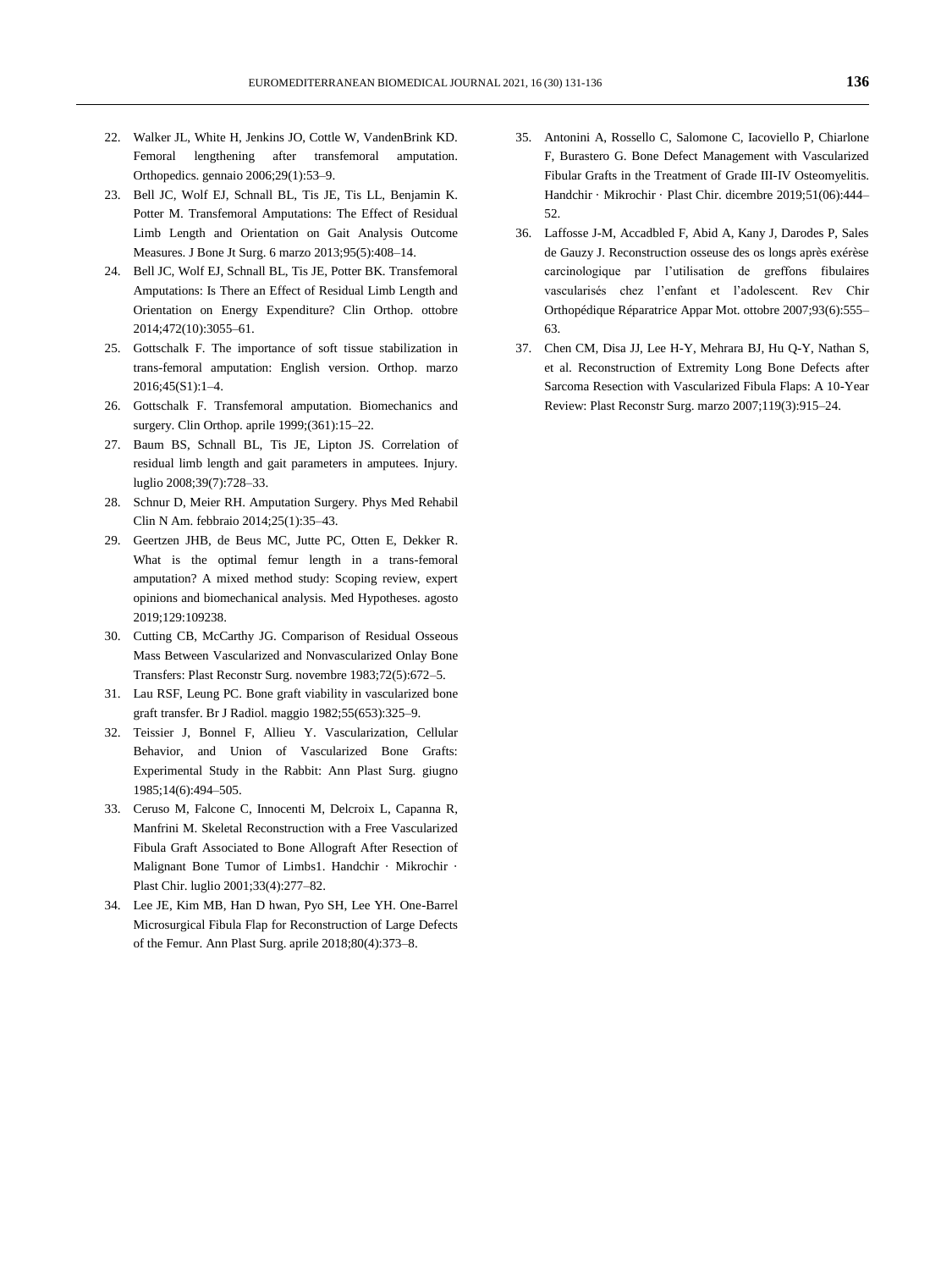22. Walker JL, White H, Jenkins JO, Cottle W, VandenBrink KD. Femoral lengthening after transfemoral amputation. Orthopedics. gennaio 2006;29(1):53–9.
23. Bell JC, Wolf EJ, Schnall BL, Tis JE, Tis LL, Benjamin K. Potter M. Transfemoral Amputations: The Effect of Residual Limb Length and Orientation on Gait Analysis Outcome Measures. J Bone Jt Surg. 6 marzo 2013;95(5):408–14.
24. Bell JC, Wolf EJ, Schnall BL, Tis JE, Potter BK. Transfemoral Amputations: Is There an Effect of Residual Limb Length and Orientation on Energy Expenditure? Clin Orthop. ottobre 2014;472(10):3055–61.
25. Gottschalk F. The importance of soft tissue stabilization in trans-femoral amputation: English version. Orthop. marzo 2016;45(S1):1–4.
26. Gottschalk F. Transfemoral amputation. Biomechanics and surgery. Clin Orthop. aprile 1999;(361):15–22.
27. Baum BS, Schnall BL, Tis JE, Lipton JS. Correlation of residual limb length and gait parameters in amputees. Injury. luglio 2008;39(7):728–33.
28. Schnur D, Meier RH. Amputation Surgery. Phys Med Rehabil Clin N Am. febbraio 2014;25(1):35–43.
29. Geertzen JHB, de Beus MC, Jutte PC, Otten E, Dekker R. What is the optimal femur length in a trans-femoral amputation? A mixed method study: Scoping review, expert opinions and biomechanical analysis. Med Hypotheses. agosto 2019;129:109238.
30. Cutting CB, McCarthy JG. Comparison of Residual Osseous Mass Between Vascularized and Nonvascularized Onlay Bone Transfers: Plast Reconstr Surg. novembre 1983;72(5):672–5.
31. Lau RSF, Leung PC. Bone graft viability in vascularized bone graft transfer. Br J Radiol. maggio 1982;55(653):325–9.
32. Teissier J, Bonnel F, Allieu Y. Vascularization, Cellular Behavior, and Union of Vascularized Bone Grafts: Experimental Study in the Rabbit: Ann Plast Surg. giugno 1985;14(6):494–505.
33. Ceruso M, Falcone C, Innocenti M, Delcroix L, Capanna R, Manfrini M. Skeletal Reconstruction with a Free Vascularized Fibula Graft Associated to Bone Allograft After Resection of Malignant Bone Tumor of Limbs1. Handchir · Mikrochir · Plast Chir. luglio 2001;33(4):277–82.
34. Lee JE, Kim MB, Han D hwan, Pyo SH, Lee YH. One-Barrel Microsurgical Fibula Flap for Reconstruction of Large Defects of the Femur. Ann Plast Surg. aprile 2018;80(4):373–8.
35. Antonini A, Rossello C, Salomone C, Iacoviello P, Chiarlone F, Burastero G. Bone Defect Management with Vascularized Fibular Grafts in the Treatment of Grade III-IV Osteomyelitis. Handchir · Mikrochir · Plast Chir. dicembre 2019;51(06):444–52.
36. Laffosse J-M, Accadbled F, Abid A, Kany J, Darodes P, Sales de Gauzy J. Reconstruction osseuse des os longs après exérèse carcinologique par l'utilisation de greffons fibulaires vascularisés chez l'enfant et l'adolescent. Rev Chir Orthopédique Réparatrice Appar Mot. ottobre 2007;93(6):555–63.
37. Chen CM, Disa JJ, Lee H-Y, Mehrara BJ, Hu Q-Y, Nathan S, et al. Reconstruction of Extremity Long Bone Defects after Sarcoma Resection with Vascularized Fibula Flaps: A 10-Year Review: Plast Reconstr Surg. marzo 2007;119(3):915–24.